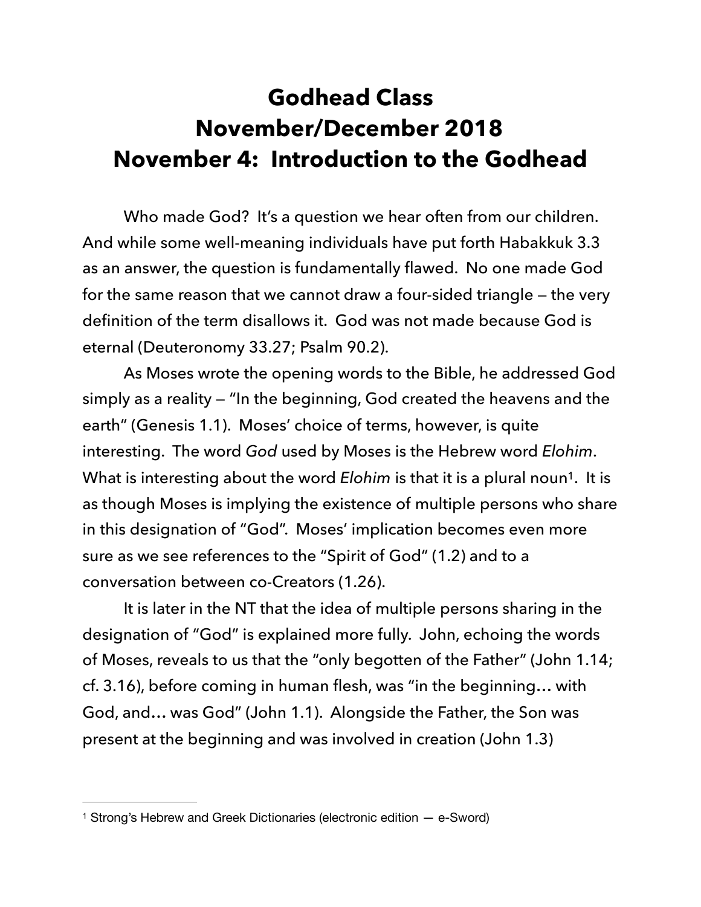# Godhead Class
# November/December 2018
# November 4: Introduction to the Godhead

Who made God? It's a question we hear often from our children. And while some well-meaning individuals have put forth Habakkuk 3.3 as an answer, the question is fundamentally flawed. No one made God for the same reason that we cannot draw a four-sided triangle — the very definition of the term disallows it. God was not made because God is eternal (Deuteronomy 33.27; Psalm 90.2).

As Moses wrote the opening words to the Bible, he addressed God simply as a reality — "In the beginning, God created the heavens and the earth" (Genesis 1.1). Moses' choice of terms, however, is quite interesting. The word *God* used by Moses is the Hebrew word *Elohim*. What is interesting about the word *Elohim* is that it is a plural noun[1]. It is as though Moses is implying the existence of multiple persons who share in this designation of "God". Moses' implication becomes even more sure as we see references to the "Spirit of God" (1.2) and to a conversation between co-Creators (1.26).

It is later in the NT that the idea of multiple persons sharing in the designation of "God" is explained more fully. John, echoing the words of Moses, reveals to us that the "only begotten of the Father" (John 1.14; cf. 3.16), before coming in human flesh, was "in the beginning… with God, and… was God" (John 1.1). Alongside the Father, the Son was present at the beginning and was involved in creation (John 1.3)

---

[1] Strong's Hebrew and Greek Dictionaries (electronic edition — e-Sword)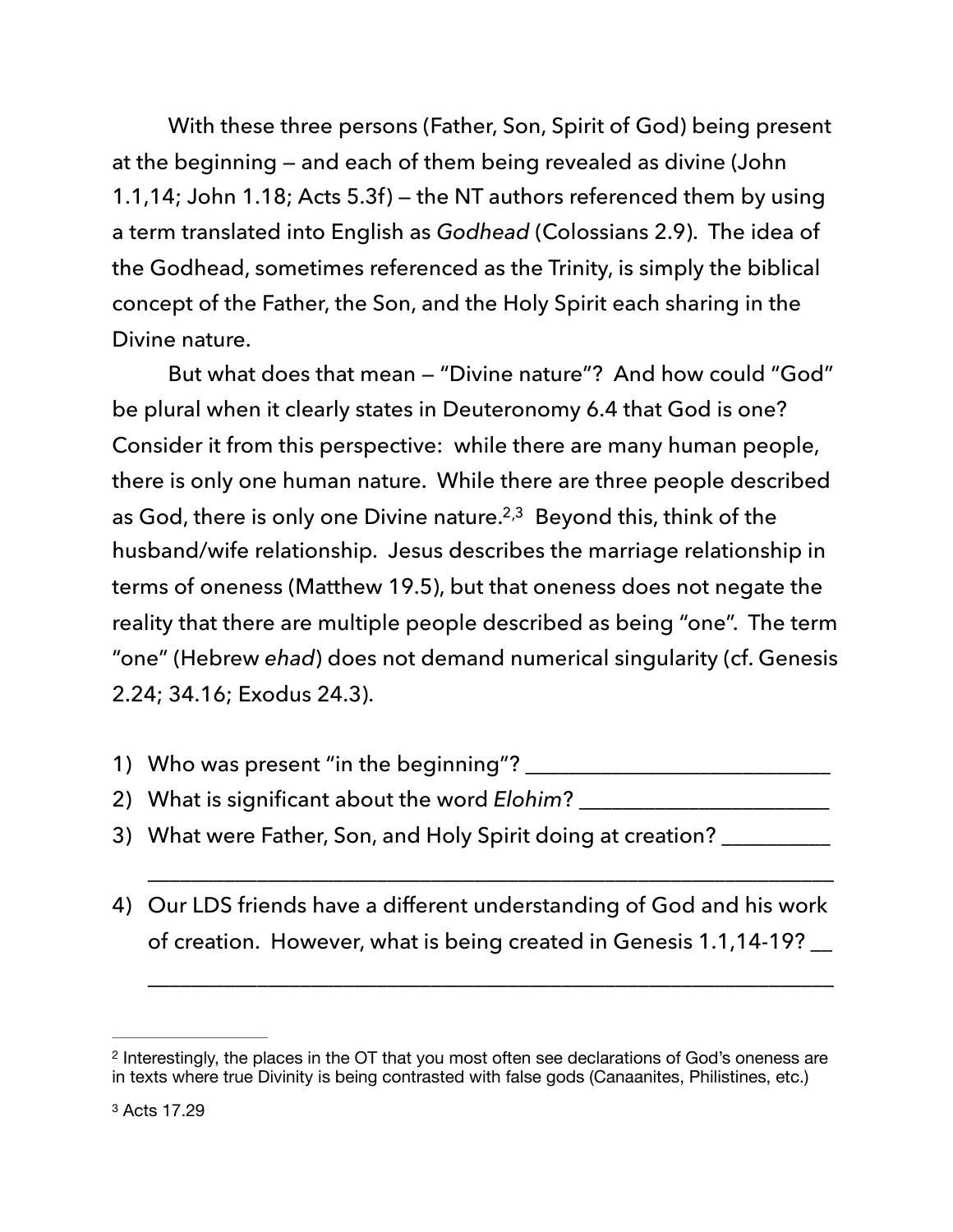With these three persons (Father, Son, Spirit of God) being present at the beginning — and each of them being revealed as divine (John 1.1,14; John 1.18; Acts 5.3f) — the NT authors referenced them by using a term translated into English as *Godhead* (Colossians 2.9). The idea of the Godhead, sometimes referenced as the Trinity, is simply the biblical concept of the Father, the Son, and the Holy Spirit each sharing in the Divine nature.

But what does that mean — "Divine nature"? And how could "God" be plural when it clearly states in Deuteronomy 6.4 that God is one? Consider it from this perspective: while there are many human people, there is only one human nature. While there are three people described as God, there is only one Divine nature.[2,3] Beyond this, think of the husband/wife relationship. Jesus describes the marriage relationship in terms of oneness (Matthew 19.5), but that oneness does not negate the reality that there are multiple people described as being "one". The term "one" (Hebrew *ehad*) does not demand numerical singularity (cf. Genesis 2.24; 34.16; Exodus 24.3).

1) Who was present "in the beginning"? ______________________________
2) What is significant about the word *Elohim*? ________________________
3) What were Father, Son, and Holy Spirit doing at creation? __________

   ____________________________________________________________________
4) Our LDS friends have a different understanding of God and his work of creation. However, what is being created in Genesis 1.1,14-19? __

   ____________________________________________________________________

---

[2] Interestingly, the places in the OT that you most often see declarations of God's oneness are in texts where true Divinity is being contrasted with false gods (Canaanites, Philistines, etc.)

[3] Acts 17.29